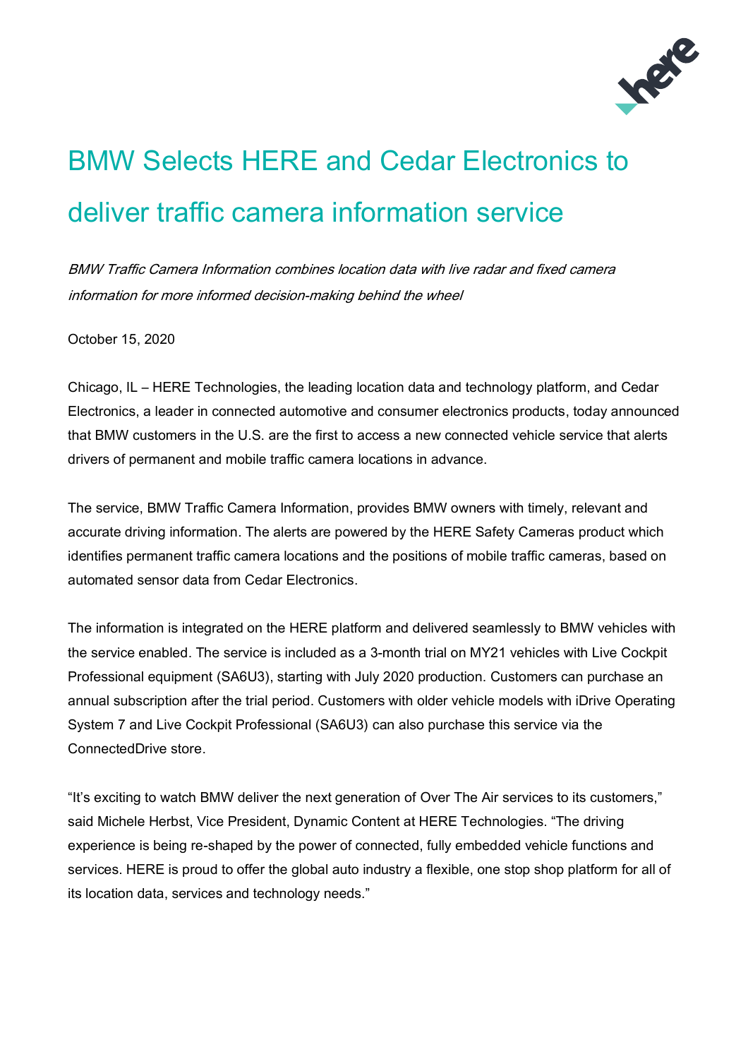# BMW Selects HERE and Cedar Electronics to deliver traffic camera information service

*BMW Traffic Camera Information combines location data with live radar and fixed camera information for more informed decision-making behind the wheel*

October 15, 2020

Chicago, IL – HERE Technologies, the leading location data and technology platform, and Cedar Electronics, a leader in connected automotive and consumer electronics products, today announced that BMW customers in the U.S. are the first to access a new connected vehicle service that alerts drivers of permanent and mobile traffic camera locations in advance.

The service, BMW Traffic Camera Information, provides BMW owners with timely, relevant and accurate driving information. The alerts are powered by the HERE Safety Cameras product which identifies permanent traffic camera locations and the positions of mobile traffic cameras, based on automated sensor data from Cedar Electronics.

The information is integrated on the HERE platform and delivered seamlessly to BMW vehicles with the service enabled. The service is included as a 3-month trial on MY21 vehicles with Live Cockpit Professional equipment (SA6U3), starting with July 2020 production. Customers can purchase an annual subscription after the trial period. Customers with older vehicle models with iDrive Operating System 7 and Live Cockpit Professional (SA6U3) can also purchase this service via the ConnectedDrive store.

"It's exciting to watch BMW deliver the next generation of Over The Air services to its customers," said Michele Herbst, Vice President, Dynamic Content at HERE Technologies. "The driving experience is being re-shaped by the power of connected, fully embedded vehicle functions and services. HERE is proud to offer the global auto industry a flexible, one stop shop platform for all of its location data, services and technology needs."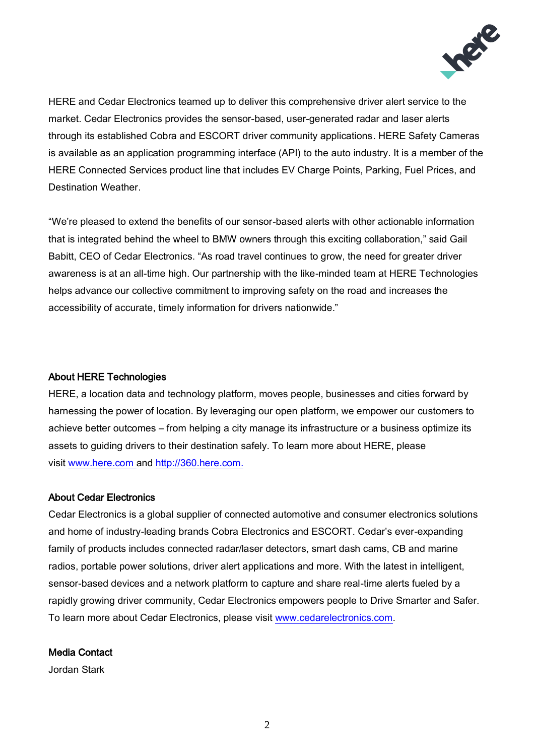HERE and Cedar Electronics teamed up to deliver this comprehensive driver alert service to the market. Cedar Electronics provides the sensor-based, user-generated radar and laser alerts through its established Cobra and ESCORT driver community applications. HERE Safety Cameras is available as an application programming interface (API) to the auto industry. It is a member of the HERE Connected Services product line that includes EV Charge Points, Parking, Fuel Prices, and Destination Weather.

"We're pleased to extend the benefits of our sensor-based alerts with other actionable information that is integrated behind the wheel to BMW owners through this exciting collaboration," said Gail Babitt, CEO of Cedar Electronics. "As road travel continues to grow, the need for greater driver awareness is at an all-time high. Our partnership with the like-minded team at HERE Technologies helps advance our collective commitment to improving safety on the road and increases the accessibility of accurate, timely information for drivers nationwide."

**About HERE Technologies**

HERE, a location data and technology platform, moves people, businesses and cities forward by harnessing the power of location. By leveraging our open platform, we empower our customers to achieve better outcomes – from helping a city manage its infrastructure or a business optimize its assets to guiding drivers to their destination safely. To learn more about HERE, please visit www.here.com and http://360.here.com.

**About Cedar Electronics**

Cedar Electronics is a global supplier of connected automotive and consumer electronics solutions and home of industry-leading brands Cobra Electronics and ESCORT. Cedar's ever-expanding family of products includes connected radar/laser detectors, smart dash cams, CB and marine radios, portable power solutions, driver alert applications and more. With the latest in intelligent, sensor-based devices and a network platform to capture and share real-time alerts fueled by a rapidly growing driver community, Cedar Electronics empowers people to Drive Smarter and Safer. To learn more about Cedar Electronics, please visit www.cedarelectronics.com.

**Media Contact**

Jordan Stark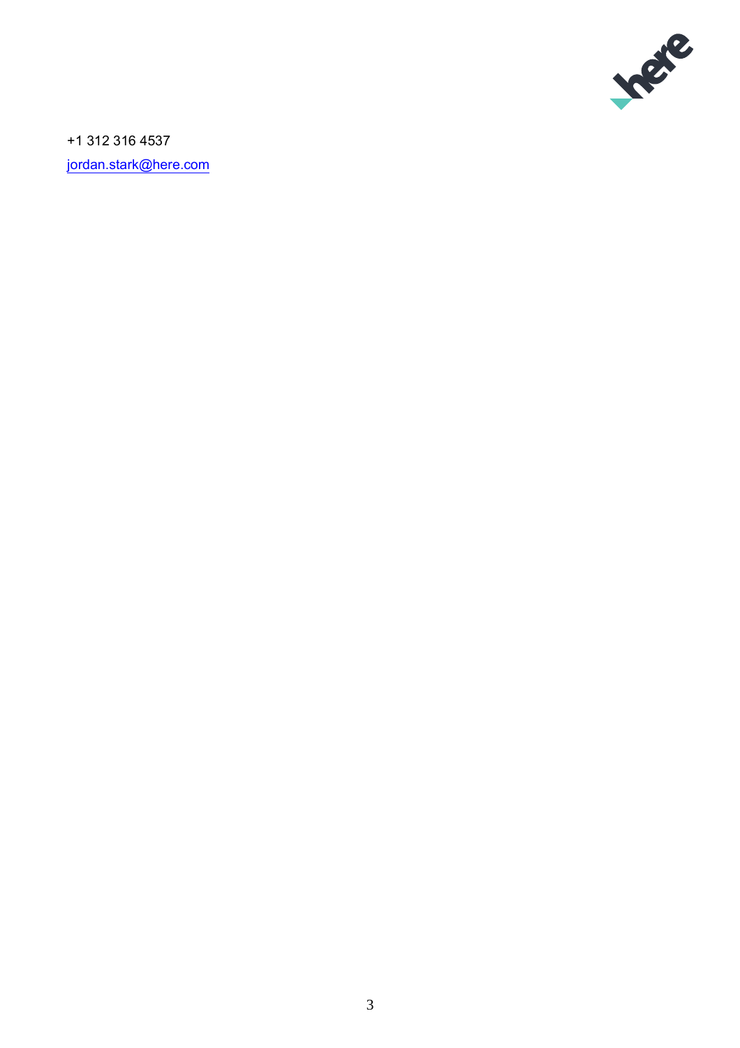+1 312 316 4537

jordan.stark@here.com